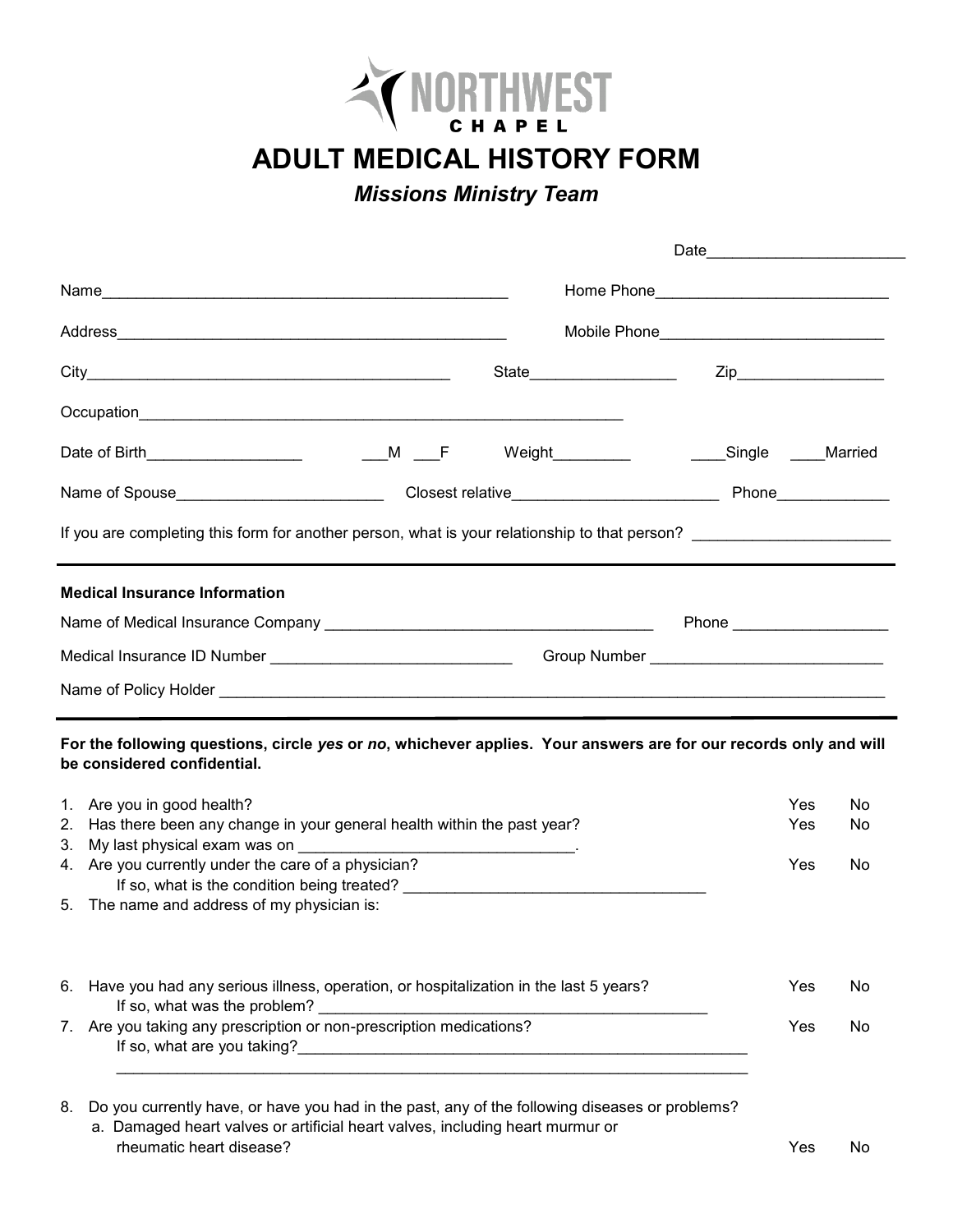NORTHWEST CHAPEL

# ADULT MEDICAL HISTORY FORM

## *Missions Ministry Team*

Date_______________________

Name_______________________________________________ Home Phone___________________________

Address______________________________________________ Mobile Phone__________________________

City__________________________________________ State_________________ Zip_________________

Occupation______________________________________________________

Date of Birth__________________ ___M ___F Weight_________ ____Single ____Married

Name of Spouse________________________ Closest relative________________________ Phone_____________

If you are completing this form for another person, what is your relationship to that person? ______________________

---

**Medical Insurance Information**

Name of Medical Insurance Company ______________________________________ Phone __________________

Medical Insurance ID Number ____________________________ Group Number ___________________________

Name of Policy Holder ________________________________________________________________________________

---

**For the following questions, circle *yes* or *no*, whichever applies. Your answers are for our records only and will be considered confidential.**

1. Are you in good health? Yes No
2. Has there been any change in your general health within the past year? Yes No
3. My last physical exam was on ________________________________.
4. Are you currently under the care of a physician? Yes No
   If so, what is the condition being treated? ___________________________________
5. The name and address of my physician is:

6. Have you had any serious illness, operation, or hospitalization in the last 5 years? Yes No
   If so, what was the problem? ______________________________________________
7. Are you taking any prescription or non-prescription medications? Yes No
   If so, what are you taking?______________________________________________________
   ___________________________________________________________________________
8. Do you currently have, or have you had in the past, any of the following diseases or problems?
   a. Damaged heart valves or artificial heart valves, including heart murmur or rheumatic heart disease? Yes No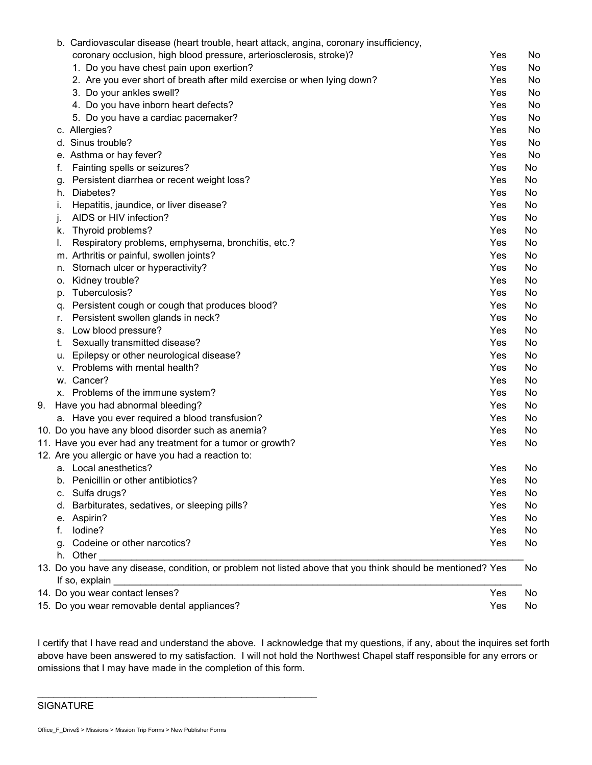b. Cardiovascular disease (heart trouble, heart attack, angina, coronary insufficiency, coronary occlusion, high blood pressure, arteriosclerosis, stroke)? Yes No

1. Do you have chest pain upon exertion? Yes No
2. Are you ever short of breath after mild exercise or when lying down? Yes No
3. Do your ankles swell? Yes No
4. Do you have inborn heart defects? Yes No
5. Do you have a cardiac pacemaker? Yes No

c. Allergies? Yes No

d. Sinus trouble? Yes No

e. Asthma or hay fever? Yes No

f. Fainting spells or seizures? Yes No

g. Persistent diarrhea or recent weight loss? Yes No

h. Diabetes? Yes No

i. Hepatitis, jaundice, or liver disease? Yes No

j. AIDS or HIV infection? Yes No

k. Thyroid problems? Yes No

l. Respiratory problems, emphysema, bronchitis, etc.? Yes No

m. Arthritis or painful, swollen joints? Yes No

n. Stomach ulcer or hyperactivity? Yes No

o. Kidney trouble? Yes No

p. Tuberculosis? Yes No

q. Persistent cough or cough that produces blood? Yes No

r. Persistent swollen glands in neck? Yes No

s. Low blood pressure? Yes No

t. Sexually transmitted disease? Yes No

u. Epilepsy or other neurological disease? Yes No

v. Problems with mental health? Yes No

w. Cancer? Yes No

x. Problems of the immune system? Yes No

9. Have you had abnormal bleeding? Yes No
   a. Have you ever required a blood transfusion? Yes No
10. Do you have any blood disorder such as anemia? Yes No
11. Have you ever had any treatment for a tumor or growth? Yes No
12. Are you allergic or have you had a reaction to:
    a. Local anesthetics? Yes No
    b. Penicillin or other antibiotics? Yes No
    c. Sulfa drugs? Yes No
    d. Barbiturates, sedatives, or sleeping pills? Yes No
    e. Aspirin? Yes No
    f. Iodine? Yes No
    g. Codeine or other narcotics? Yes No
    h. Other ____________________________________________
13. Do you have any disease, condition, or problem not listed above that you think should be mentioned? Yes No
    If so, explain ____________________________________________
14. Do you wear contact lenses? Yes No
15. Do you wear removable dental appliances? Yes No

I certify that I have read and understand the above. I acknowledge that my questions, if any, about the inquires set forth above have been answered to my satisfaction. I will not hold the Northwest Chapel staff responsible for any errors or omissions that I may have made in the completion of this form.

____________________________________________

SIGNATURE

Office_F_Drive$ > Missions > Mission Trip Forms > New Publisher Forms